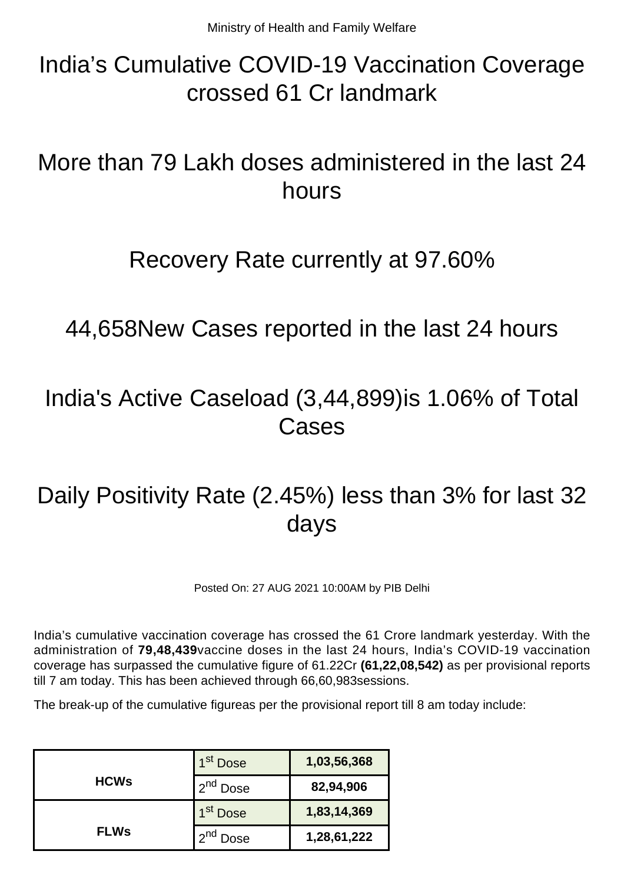Ministry of Health and Family Welfare

# India's Cumulative COVID-19 Vaccination Coverage crossed 61 Cr landmark

# More than 79 Lakh doses administered in the last 24 hours

# Recovery Rate currently at 97.60%

# 44,658New Cases reported in the last 24 hours

# India's Active Caseload (3,44,899)is 1.06% of Total Cases

# Daily Positivity Rate (2.45%) less than 3% for last 32 days

Posted On: 27 AUG 2021 10:00AM by PIB Delhi

India's cumulative vaccination coverage has crossed the 61 Crore landmark yesterday. With the administration of **79,48,439**vaccine doses in the last 24 hours, India's COVID-19 vaccination coverage has surpassed the cumulative figure of 61.22Cr **(61,22,08,542)** as per provisional reports till 7 am today. This has been achieved through 66,60,983sessions.

The break-up of the cumulative figureas per the provisional report till 8 am today include:

| | | |
|---|---|---|
| **HCWs** | 1st Dose | **1,03,56,368** |
| | 2nd Dose | **82,94,906** |
| **FLWs** | 1st Dose | **1,83,14,369** |
| | 2nd Dose | **1,28,61,222** |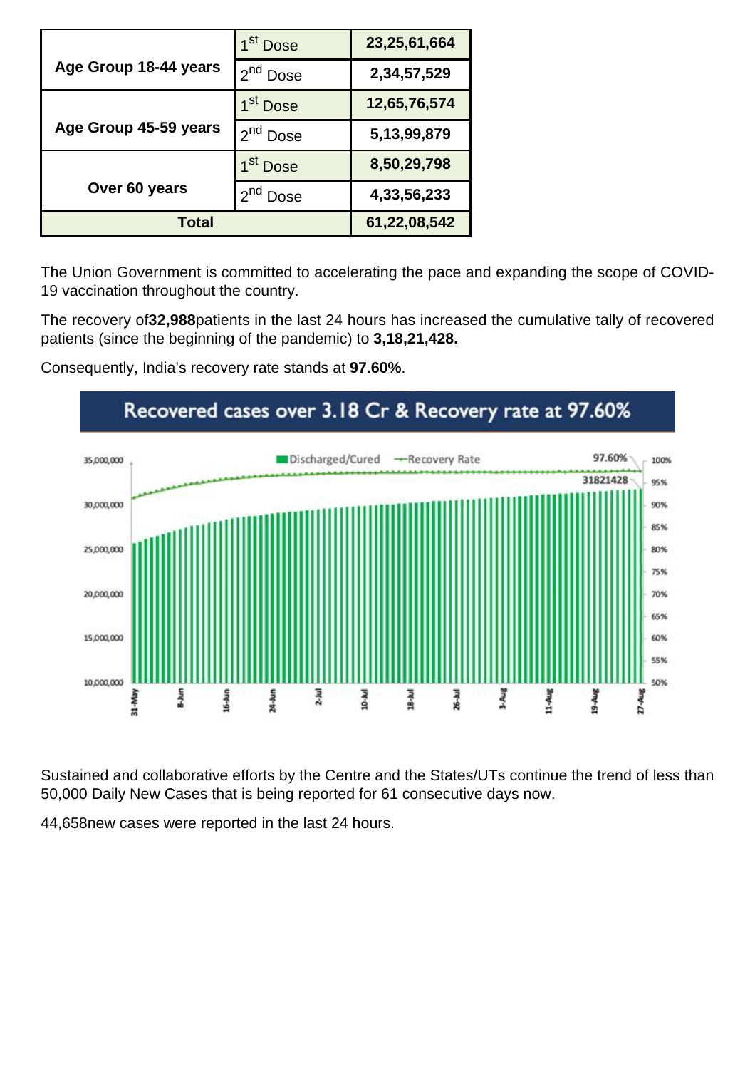| | | |
|---|---|---|
| **Age Group 18-44 years** | 1st Dose | **23,25,61,664** |
| | 2nd Dose | **2,34,57,529** |
| **Age Group 45-59 years** | 1st Dose | **12,65,76,574** |
| | 2nd Dose | **5,13,99,879** |
| **Over 60 years** | 1st Dose | **8,50,29,798** |
| | 2nd Dose | **4,33,56,233** |
| **Total** | | **61,22,08,542** |

The Union Government is committed to accelerating the pace and expanding the scope of COVID-19 vaccination throughout the country.

The recovery of**32,988**patients in the last 24 hours has increased the cumulative tally of recovered patients (since the beginning of the pandemic) to **3,18,21,428.**

Consequently, India's recovery rate stands at **97.60%**.

Sustained and collaborative efforts by the Centre and the States/UTs continue the trend of less than 50,000 Daily New Cases that is being reported for 61 consecutive days now.

44,658new cases were reported in the last 24 hours.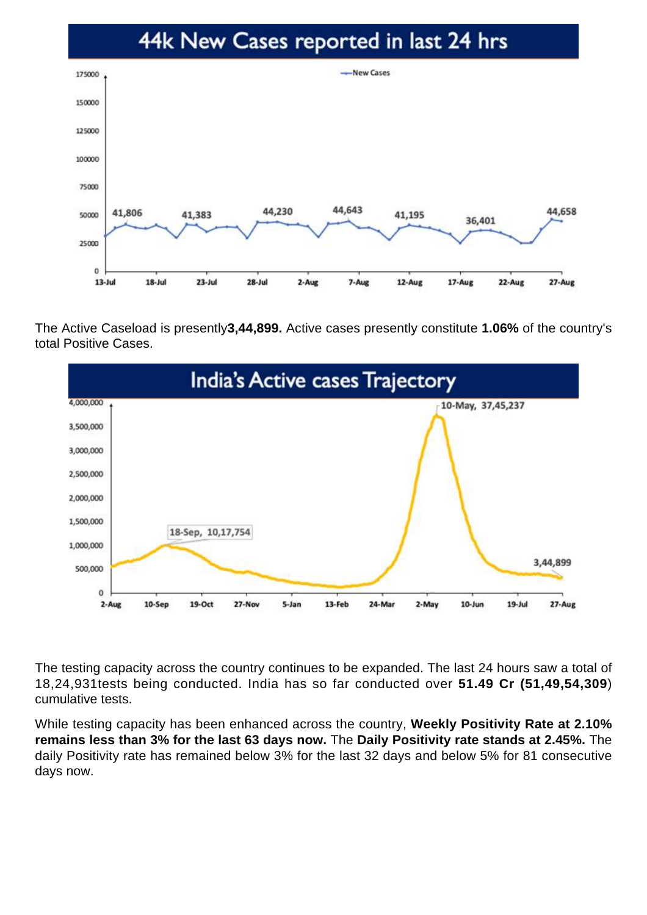## 44k New Cases reported in last 24 hrs

The Active Caseload is presently**3,44,899.** Active cases presently constitute **1.06%** of the country's total Positive Cases.

## India's Active cases Trajectory

The testing capacity across the country continues to be expanded. The last 24 hours saw a total of 18,24,931tests being conducted. India has so far conducted over **51.49 Cr (51,49,54,309**) cumulative tests.

While testing capacity has been enhanced across the country, **Weekly Positivity Rate at 2.10% remains less than 3% for the last 63 days now.** The **Daily Positivity rate stands at 2.45%.** The daily Positivity rate has remained below 3% for the last 32 days and below 5% for 81 consecutive days now.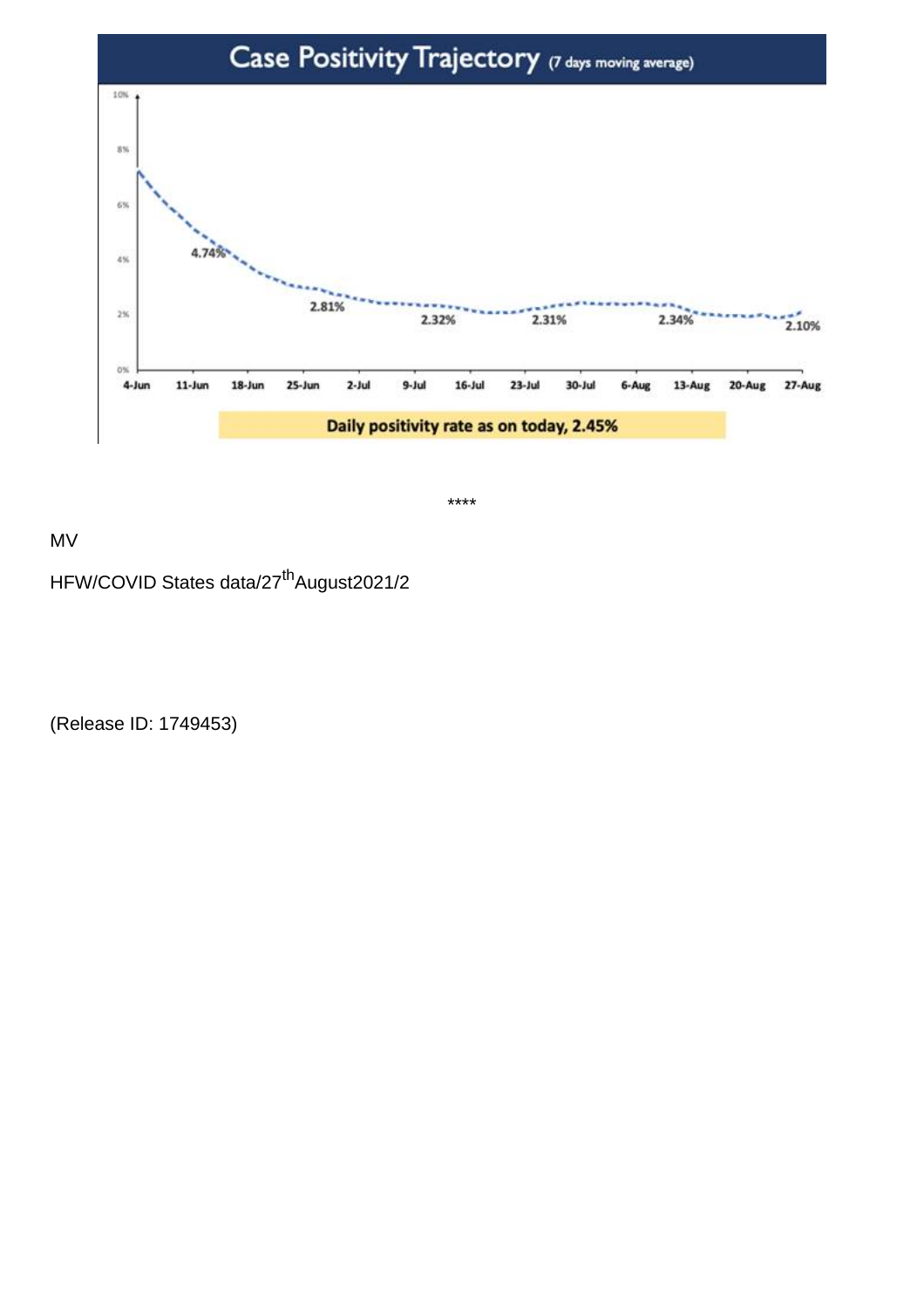Case Positivity Trajectory (7 days moving average)

10%
8%
6%
4%
2%
0%

4.74%
2.81%
2.32%
2.31%
2.34%
2.10%

4-Jun 11-Jun 18-Jun 25-Jun 2-Jul 9-Jul 16-Jul 23-Jul 30-Jul 6-Aug 13-Aug 20-Aug 27-Aug

Daily positivity rate as on today, 2.45%

****

MV

HFW/COVID States data/27th August2021/2

(Release ID: 1749453)